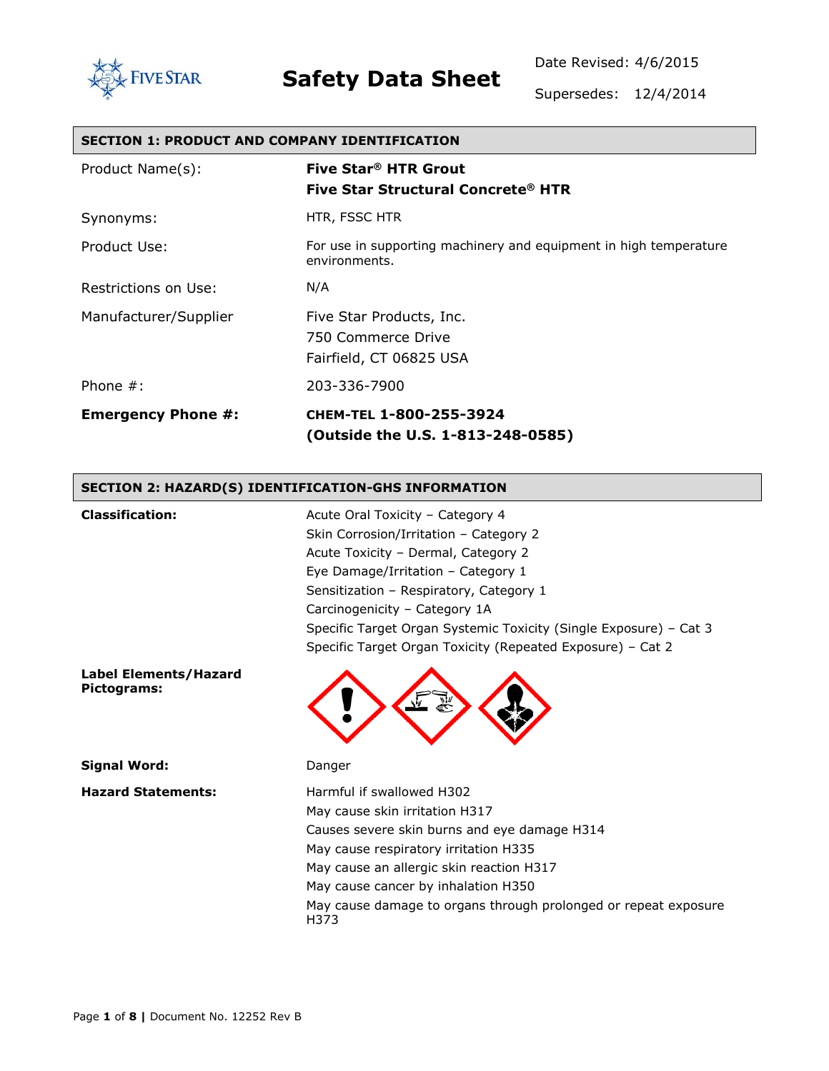# Safety Data Sheet

Date Revised: 4/6/2015

Supersedes: 12/4/2014

## SECTION 1: PRODUCT AND COMPANY IDENTIFICATION

| | |
|---|---|
| Product Name(s): | **Five Star® HTR Grout**<br>**Five Star Structural Concrete® HTR** |
| Synonyms: | HTR, FSSC HTR |
| Product Use: | For use in supporting machinery and equipment in high temperature environments. |
| Restrictions on Use: | N/A |
| Manufacturer/Supplier | Five Star Products, Inc.<br>750 Commerce Drive<br>Fairfield, CT 06825 USA |
| Phone #: | 203-336-7900 |
| **Emergency Phone #:** | **CHEM-TEL 1-800-255-3924**<br>**(Outside the U.S. 1-813-248-0585)** |

## SECTION 2: HAZARD(S) IDENTIFICATION-GHS INFORMATION

**Classification:**

- Acute Oral Toxicity – Category 4
- Skin Corrosion/Irritation – Category 2
- Acute Toxicity – Dermal, Category 2
- Eye Damage/Irritation – Category 1
- Sensitization – Respiratory, Category 1
- Carcinogenicity – Category 1A
- Specific Target Organ Systemic Toxicity (Single Exposure) – Cat 3
- Specific Target Organ Toxicity (Repeated Exposure) – Cat 2

**Label Elements/Hazard Pictograms:**

**Signal Word:** Danger

**Hazard Statements:**

- Harmful if swallowed H302
- May cause skin irritation H317
- Causes severe skin burns and eye damage H314
- May cause respiratory irritation H335
- May cause an allergic skin reaction H317
- May cause cancer by inhalation H350
- May cause damage to organs through prolonged or repeat exposure H373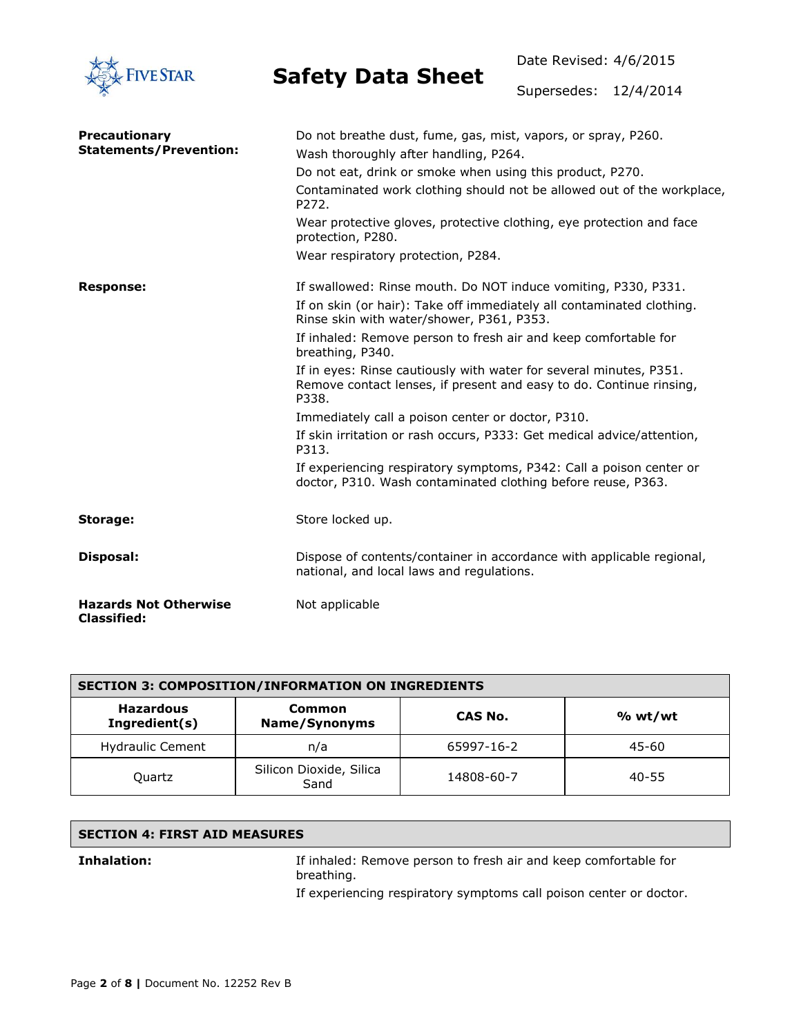**Precautionary Statements/Prevention:**

Do not breathe dust, fume, gas, mist, vapors, or spray, P260.

Wash thoroughly after handling, P264.

Do not eat, drink or smoke when using this product, P270.

Contaminated work clothing should not be allowed out of the workplace, P272.

Wear protective gloves, protective clothing, eye protection and face protection, P280.

Wear respiratory protection, P284.

**Response:**

If swallowed: Rinse mouth. Do NOT induce vomiting, P330, P331.

If on skin (or hair): Take off immediately all contaminated clothing. Rinse skin with water/shower, P361, P353.

If inhaled: Remove person to fresh air and keep comfortable for breathing, P340.

If in eyes: Rinse cautiously with water for several minutes, P351. Remove contact lenses, if present and easy to do. Continue rinsing, P338.

Immediately call a poison center or doctor, P310.

If skin irritation or rash occurs, P333: Get medical advice/attention, P313.

If experiencing respiratory symptoms, P342: Call a poison center or doctor, P310. Wash contaminated clothing before reuse, P363.

**Storage:**

Store locked up.

**Disposal:**

Dispose of contents/container in accordance with applicable regional, national, and local laws and regulations.

**Hazards Not Otherwise Classified:**

Not applicable

## SECTION 3: COMPOSITION/INFORMATION ON INGREDIENTS

| Hazardous Ingredient(s) | Common Name/Synonyms | CAS No. | % wt/wt |
|---|---|---|---|
| Hydraulic Cement | n/a | 65997-16-2 | 45-60 |
| Quartz | Silicon Dioxide, Silica Sand | 14808-60-7 | 40-55 |

## SECTION 4: FIRST AID MEASURES

**Inhalation:**

If inhaled: Remove person to fresh air and keep comfortable for breathing.

If experiencing respiratory symptoms call poison center or doctor.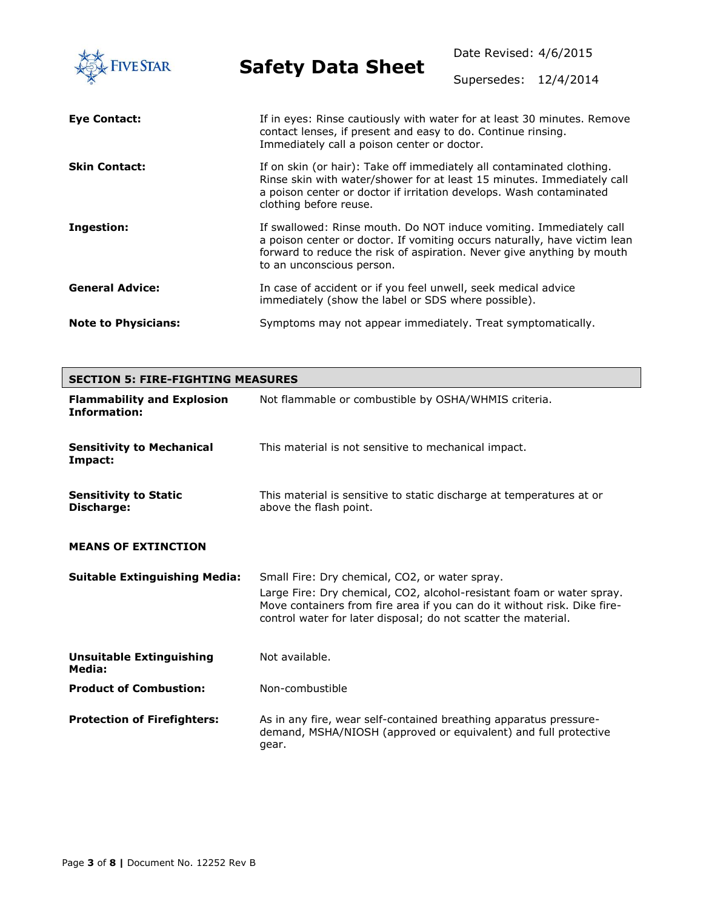**Eye Contact:** If in eyes: Rinse cautiously with water for at least 30 minutes. Remove contact lenses, if present and easy to do. Continue rinsing. Immediately call a poison center or doctor.

**Skin Contact:** If on skin (or hair): Take off immediately all contaminated clothing. Rinse skin with water/shower for at least 15 minutes. Immediately call a poison center or doctor if irritation develops. Wash contaminated clothing before reuse.

**Ingestion:** If swallowed: Rinse mouth. Do NOT induce vomiting. Immediately call a poison center or doctor. If vomiting occurs naturally, have victim lean forward to reduce the risk of aspiration. Never give anything by mouth to an unconscious person.

**General Advice:** In case of accident or if you feel unwell, seek medical advice immediately (show the label or SDS where possible).

**Note to Physicians:** Symptoms may not appear immediately. Treat symptomatically.

## SECTION 5: FIRE-FIGHTING MEASURES

**Flammability and Explosion Information:** Not flammable or combustible by OSHA/WHMIS criteria.

**Sensitivity to Mechanical Impact:** This material is not sensitive to mechanical impact.

**Sensitivity to Static Discharge:** This material is sensitive to static discharge at temperatures at or above the flash point.

### MEANS OF EXTINCTION

**Suitable Extinguishing Media:** Small Fire: Dry chemical, $CO_2$, or water spray.

Large Fire: Dry chemical, $CO_2$, alcohol-resistant foam or water spray. Move containers from fire area if you can do it without risk. Dike fire-control water for later disposal; do not scatter the material.

**Unsuitable Extinguishing Media:** Not available.

**Product of Combustion:** Non-combustible

**Protection of Firefighters:** As in any fire, wear self-contained breathing apparatus pressure-demand, MSHA/NIOSH (approved or equivalent) and full protective gear.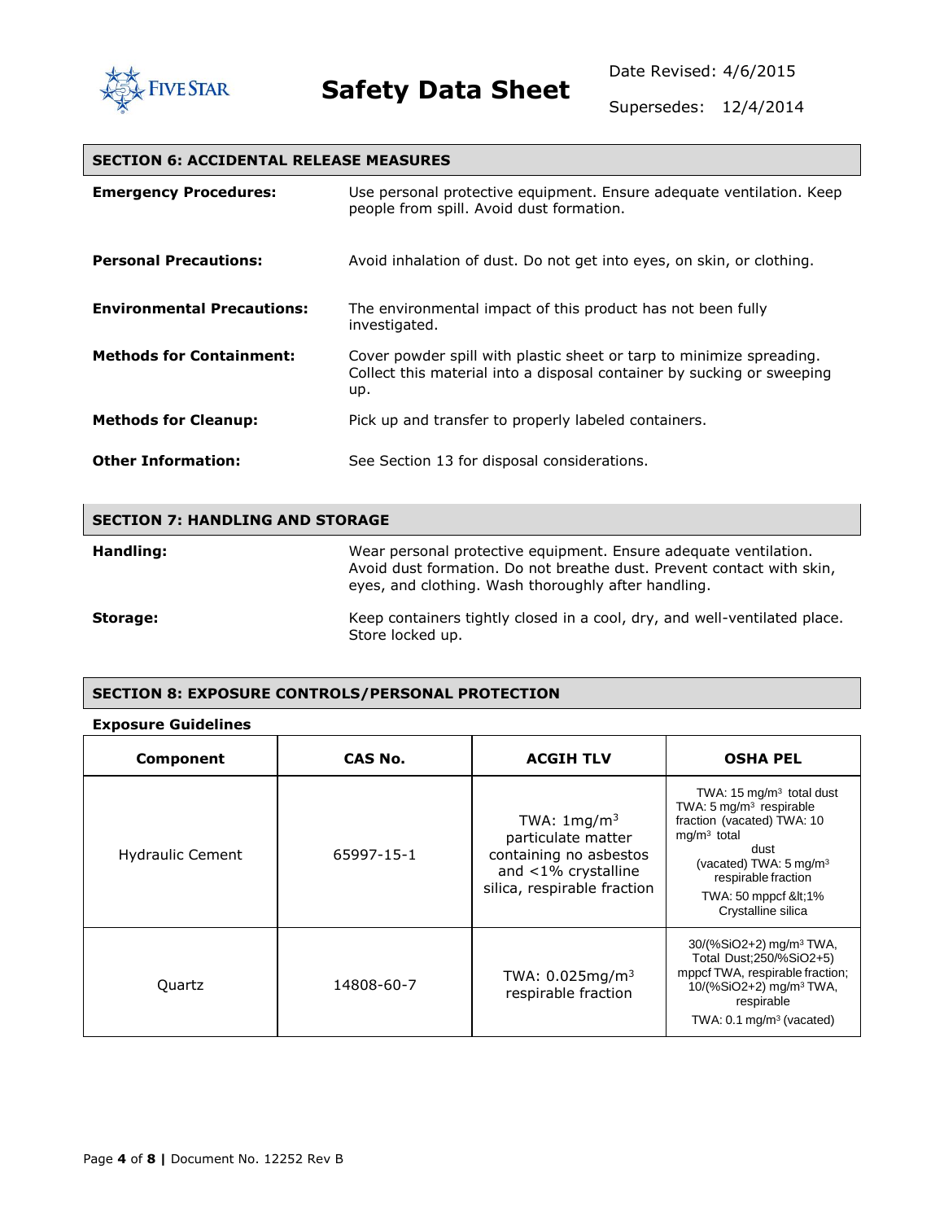## SECTION 6: ACCIDENTAL RELEASE MEASURES

| | |
|---|---|
| **Emergency Procedures:** | Use personal protective equipment. Ensure adequate ventilation. Keep people from spill. Avoid dust formation. |
| **Personal Precautions:** | Avoid inhalation of dust. Do not get into eyes, on skin, or clothing. |
| **Environmental Precautions:** | The environmental impact of this product has not been fully investigated. |
| **Methods for Containment:** | Cover powder spill with plastic sheet or tarp to minimize spreading. Collect this material into a disposal container by sucking or sweeping up. |
| **Methods for Cleanup:** | Pick up and transfer to properly labeled containers. |
| **Other Information:** | See Section 13 for disposal considerations. |

## SECTION 7: HANDLING AND STORAGE

| | |
|---|---|
| **Handling:** | Wear personal protective equipment. Ensure adequate ventilation. Avoid dust formation. Do not breathe dust. Prevent contact with skin, eyes, and clothing. Wash thoroughly after handling. |
| **Storage:** | Keep containers tightly closed in a cool, dry, and well-ventilated place. Store locked up. |

## SECTION 8: EXPOSURE CONTROLS/PERSONAL PROTECTION

**Exposure Guidelines**

| Component | CAS No. | ACGIH TLV | OSHA PEL |
|---|---|---|---|
| Hydraulic Cement | 65997-15-1 | TWA: 1mg/m³ particulate matter containing no asbestos and <1% crystalline silica, respirable fraction | TWA: 15 mg/m³ total dust TWA: 5 mg/m³ respirable fraction (vacated) TWA: 10 mg/m³ total dust (vacated) TWA: 5 mg/m³ respirable fraction TWA: 50 mppcf &lt;1% Crystalline silica |
| Quartz | 14808-60-7 | TWA: 0.025mg/m³ respirable fraction | 30/(%SiO2+2) mg/m³ TWA, Total Dust;250/(%SiO2+5) mppcf TWA, respirable fraction; 10/(%SiO2+2) mg/m³ TWA, respirable TWA: 0.1 mg/m³ (vacated) |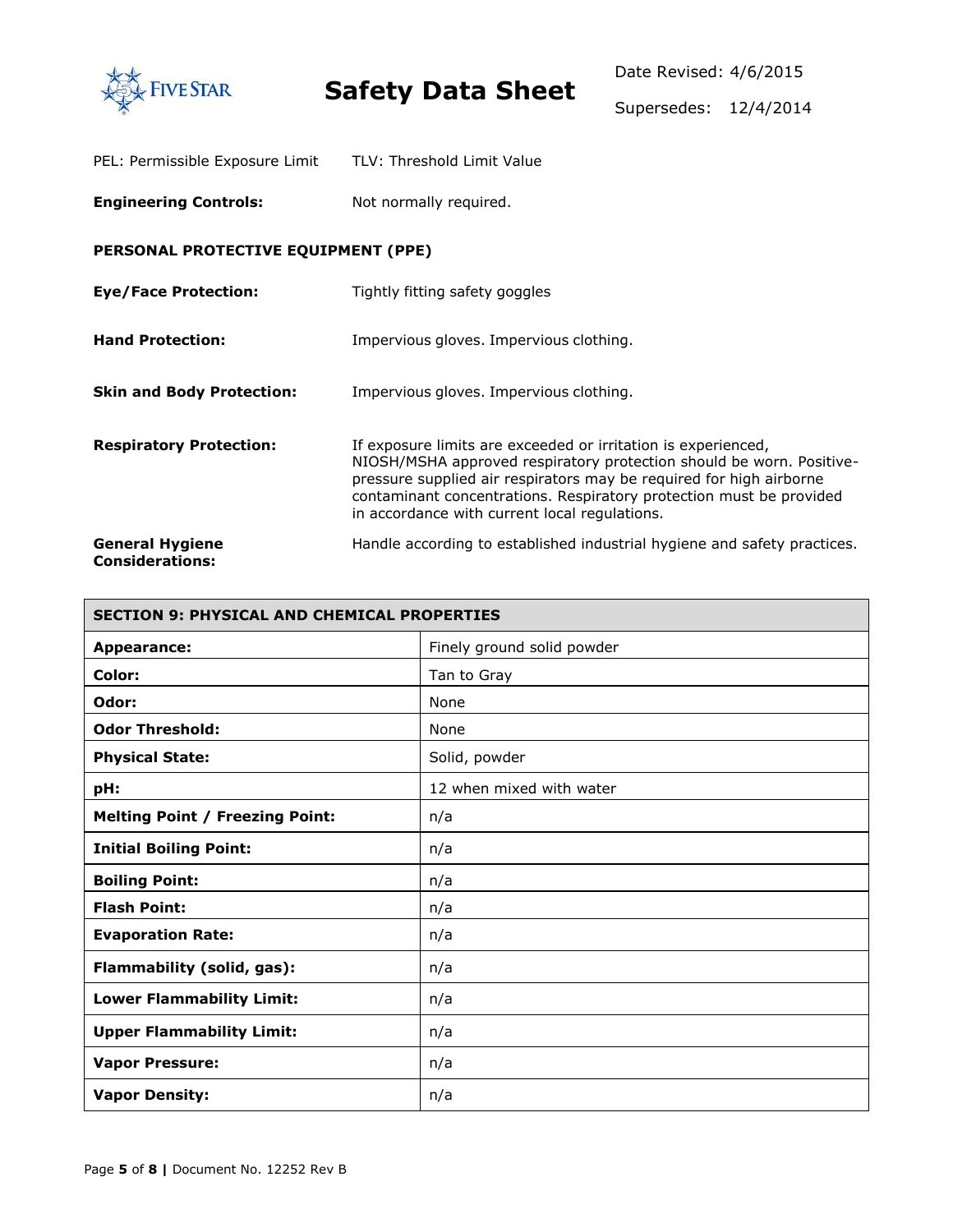PEL: Permissible Exposure Limit TLV: Threshold Limit Value

**Engineering Controls:** Not normally required.

**PERSONAL PROTECTIVE EQUIPMENT (PPE)**

**Eye/Face Protection:** Tightly fitting safety goggles

**Hand Protection:** Impervious gloves. Impervious clothing.

**Skin and Body Protection:** Impervious gloves. Impervious clothing.

**Respiratory Protection:** If exposure limits are exceeded or irritation is experienced, NIOSH/MSHA approved respiratory protection should be worn. Positive-pressure supplied air respirators may be required for high airborne contaminant concentrations. Respiratory protection must be provided in accordance with current local regulations.

**General Hygiene Considerations:** Handle according to established industrial hygiene and safety practices.

| SECTION 9: PHYSICAL AND CHEMICAL PROPERTIES | |
|---|---|
| **Appearance:** | Finely ground solid powder |
| **Color:** | Tan to Gray |
| **Odor:** | None |
| **Odor Threshold:** | None |
| **Physical State:** | Solid, powder |
| **pH:** | 12 when mixed with water |
| **Melting Point / Freezing Point:** | n/a |
| **Initial Boiling Point:** | n/a |
| **Boiling Point:** | n/a |
| **Flash Point:** | n/a |
| **Evaporation Rate:** | n/a |
| **Flammability (solid, gas):** | n/a |
| **Lower Flammability Limit:** | n/a |
| **Upper Flammability Limit:** | n/a |
| **Vapor Pressure:** | n/a |
| **Vapor Density:** | n/a |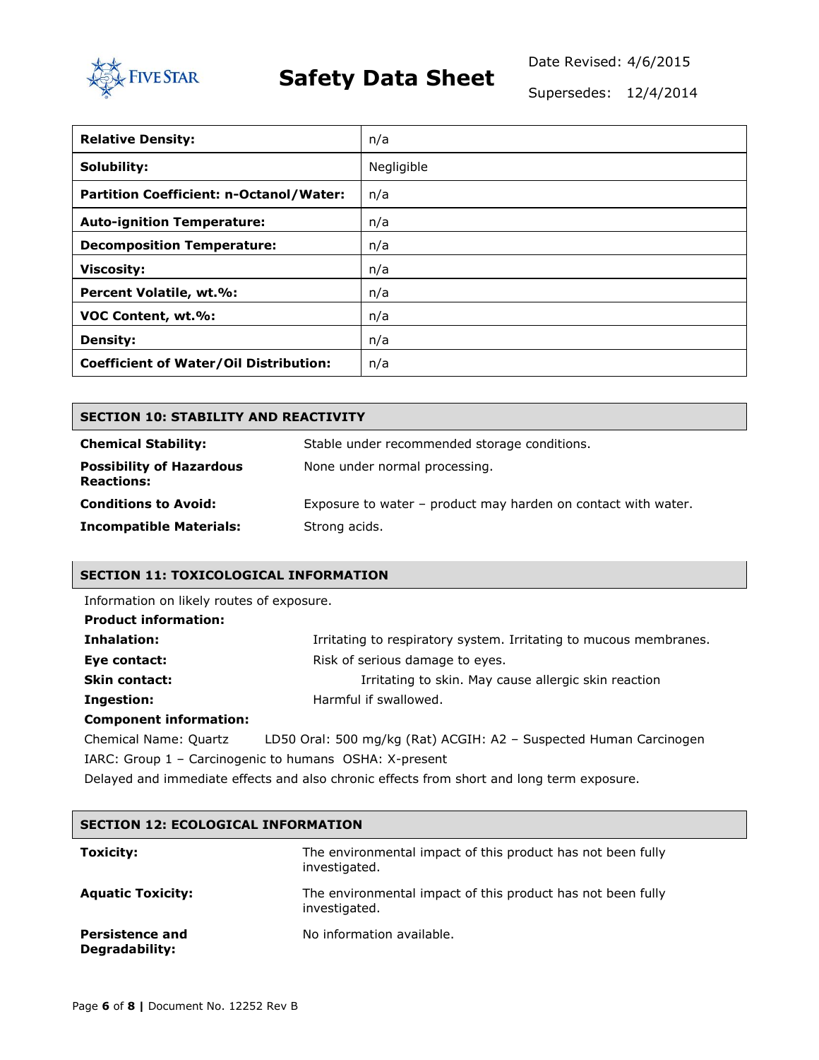| Relative Density: | n/a |
|---|---|
| Solubility: | Negligible |
| Partition Coefficient: n-Octanol/Water: | n/a |
| Auto-ignition Temperature: | n/a |
| Decomposition Temperature: | n/a |
| Viscosity: | n/a |
| Percent Volatile, wt.%: | n/a |
| VOC Content, wt.%: | n/a |
| Density: | n/a |
| Coefficient of Water/Oil Distribution: | n/a |

## SECTION 10: STABILITY AND REACTIVITY

**Chemical Stability:** Stable under recommended storage conditions.

**Possibility of Hazardous Reactions:** None under normal processing.

**Conditions to Avoid:** Exposure to water – product may harden on contact with water.

**Incompatible Materials:** Strong acids.

## SECTION 11: TOXICOLOGICAL INFORMATION

Information on likely routes of exposure.

**Product information:**

**Inhalation:** Irritating to respiratory system. Irritating to mucous membranes.

**Eye contact:** Risk of serious damage to eyes.

**Skin contact:** Irritating to skin. May cause allergic skin reaction

**Ingestion:** Harmful if swallowed.

**Component information:**

Chemical Name: Quartz LD50 Oral: 500 mg/kg (Rat) ACGIH: A2 – Suspected Human Carcinogen IARC: Group 1 – Carcinogenic to humans OSHA: X-present

Delayed and immediate effects and also chronic effects from short and long term exposure.

## SECTION 12: ECOLOGICAL INFORMATION

**Toxicity:** The environmental impact of this product has not been fully investigated.

**Aquatic Toxicity:** The environmental impact of this product has not been fully investigated.

**Persistence and Degradability:** No information available.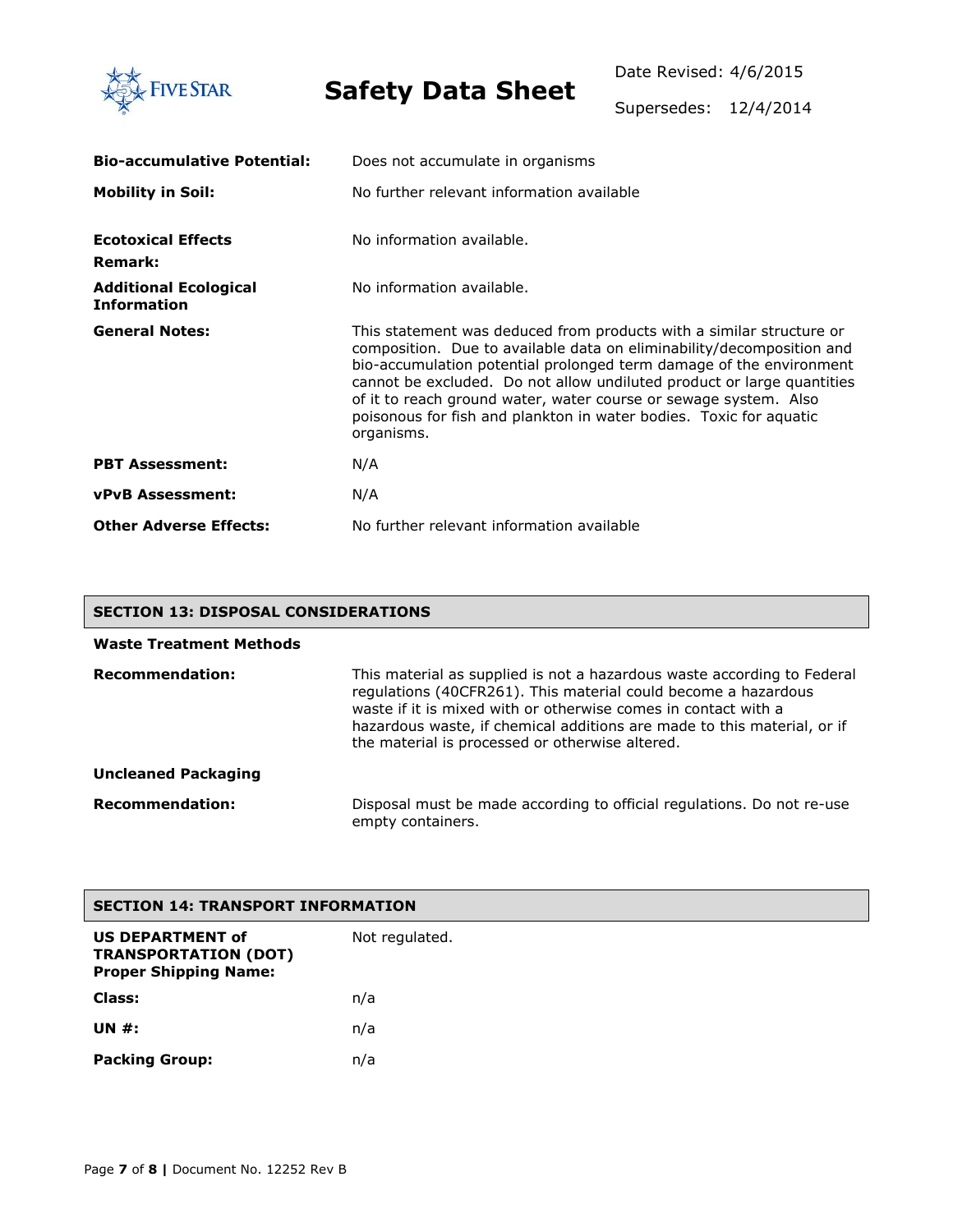**Bio-accumulative Potential:** Does not accumulate in organisms

**Mobility in Soil:** No further relevant information available

**Ecotoxical Effects Remark:** No information available.

**Additional Ecological Information** No information available.

**General Notes:** This statement was deduced from products with a similar structure or composition. Due to available data on eliminability/decomposition and bio-accumulation potential prolonged term damage of the environment cannot be excluded. Do not allow undiluted product or large quantities of it to reach ground water, water course or sewage system. Also poisonous for fish and plankton in water bodies. Toxic for aquatic organisms.

**PBT Assessment:** N/A

**vPvB Assessment:** N/A

**Other Adverse Effects:** No further relevant information available

## SECTION 13: DISPOSAL CONSIDERATIONS

**Waste Treatment Methods**

**Recommendation:** This material as supplied is not a hazardous waste according to Federal regulations (40CFR261). This material could become a hazardous waste if it is mixed with or otherwise comes in contact with a hazardous waste, if chemical additions are made to this material, or if the material is processed or otherwise altered.

**Uncleaned Packaging**

**Recommendation:** Disposal must be made according to official regulations. Do not re-use empty containers.

## SECTION 14: TRANSPORT INFORMATION

**US DEPARTMENT of TRANSPORTATION (DOT) Proper Shipping Name:** Not regulated.

**Class:** n/a

**UN #:** n/a

**Packing Group:** n/a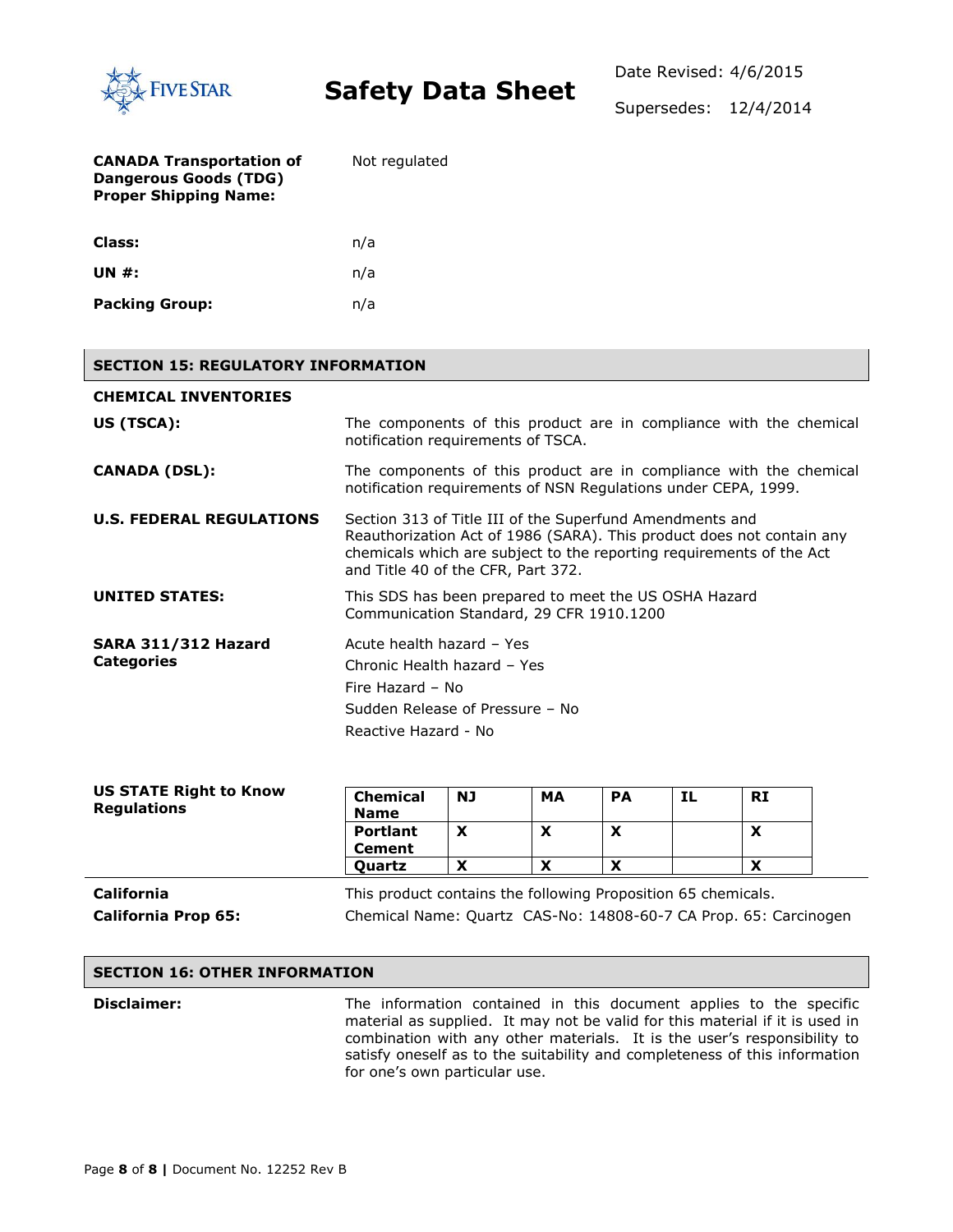**CANADA Transportation of Dangerous Goods (TDG) Proper Shipping Name:** Not regulated

**Class:** n/a

**UN #:** n/a

**Packing Group:** n/a

## SECTION 15: REGULATORY INFORMATION

**CHEMICAL INVENTORIES**

**US (TSCA):** The components of this product are in compliance with the chemical notification requirements of TSCA.

**CANADA (DSL):** The components of this product are in compliance with the chemical notification requirements of NSN Regulations under CEPA, 1999.

**U.S. FEDERAL REGULATIONS** Section 313 of Title III of the Superfund Amendments and Reauthorization Act of 1986 (SARA). This product does not contain any chemicals which are subject to the reporting requirements of the Act and Title 40 of the CFR, Part 372.

**UNITED STATES:** This SDS has been prepared to meet the US OSHA Hazard Communication Standard, 29 CFR 1910.1200

**SARA 311/312 Hazard Categories**

Acute health hazard – Yes

Chronic Health hazard – Yes

Fire Hazard – No

Sudden Release of Pressure – No

Reactive Hazard - No

**US STATE Right to Know Regulations**

| Chemical Name | NJ | MA | PA | IL | RI |
|---|---|---|---|---|---|
| Portlant Cement | X | X | X | | X |
| Quartz | X | X | X | | X |

**California**

This product contains the following Proposition 65 chemicals.

**California Prop 65:** Chemical Name: Quartz CAS-No: 14808-60-7 CA Prop. 65: Carcinogen

## SECTION 16: OTHER INFORMATION

**Disclaimer:** The information contained in this document applies to the specific material as supplied. It may not be valid for this material if it is used in combination with any other materials. It is the user's responsibility to satisfy oneself as to the suitability and completeness of this information for one's own particular use.